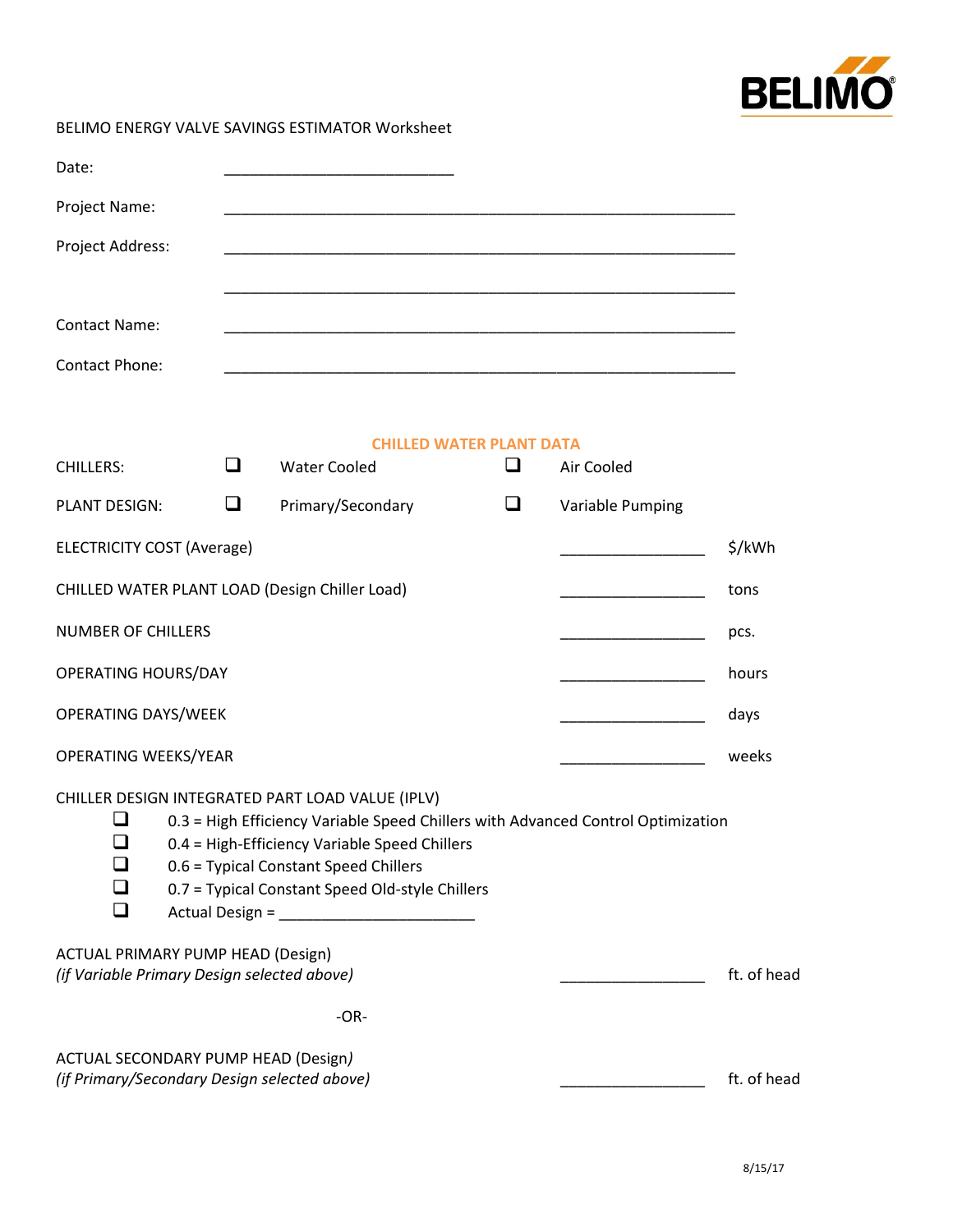BELIMO ENERGY VALVE SAVINGS ESTIMATOR Worksheet

Date: ___________________________

Project Name: ____________________________________________________________

Project Address: ____________________________________________________________

____________________________________________________________

Contact Name: ____________________________________________________________

Contact Phone: ____________________________________________________________

## CHILLED WATER PLANT DATA

CHILLERS: ☐ Water Cooled ☐ Air Cooled

PLANT DESIGN: ☐ Primary/Secondary ☐ Variable Pumping

ELECTRICITY COST (Average) _________________ $/kWh

CHILLED WATER PLANT LOAD (Design Chiller Load) _________________ tons

NUMBER OF CHILLERS _________________ pcs.

OPERATING HOURS/DAY _________________ hours

OPERATING DAYS/WEEK _________________ days

OPERATING WEEKS/YEAR _________________ weeks

CHILLER DESIGN INTEGRATED PART LOAD VALUE (IPLV)

- ☐ 0.3 = High Efficiency Variable Speed Chillers with Advanced Control Optimization
- ☐ 0.4 = High-Efficiency Variable Speed Chillers
- ☐ 0.6 = Typical Constant Speed Chillers
- ☐ 0.7 = Typical Constant Speed Old-style Chillers
- ☐ Actual Design = _______________________

ACTUAL PRIMARY PUMP HEAD (Design)
*(if Variable Primary Design selected above)* _________________ ft. of head

-OR-

ACTUAL SECONDARY PUMP HEAD (Design)
*(if Primary/Secondary Design selected above)* _________________ ft. of head

8/15/17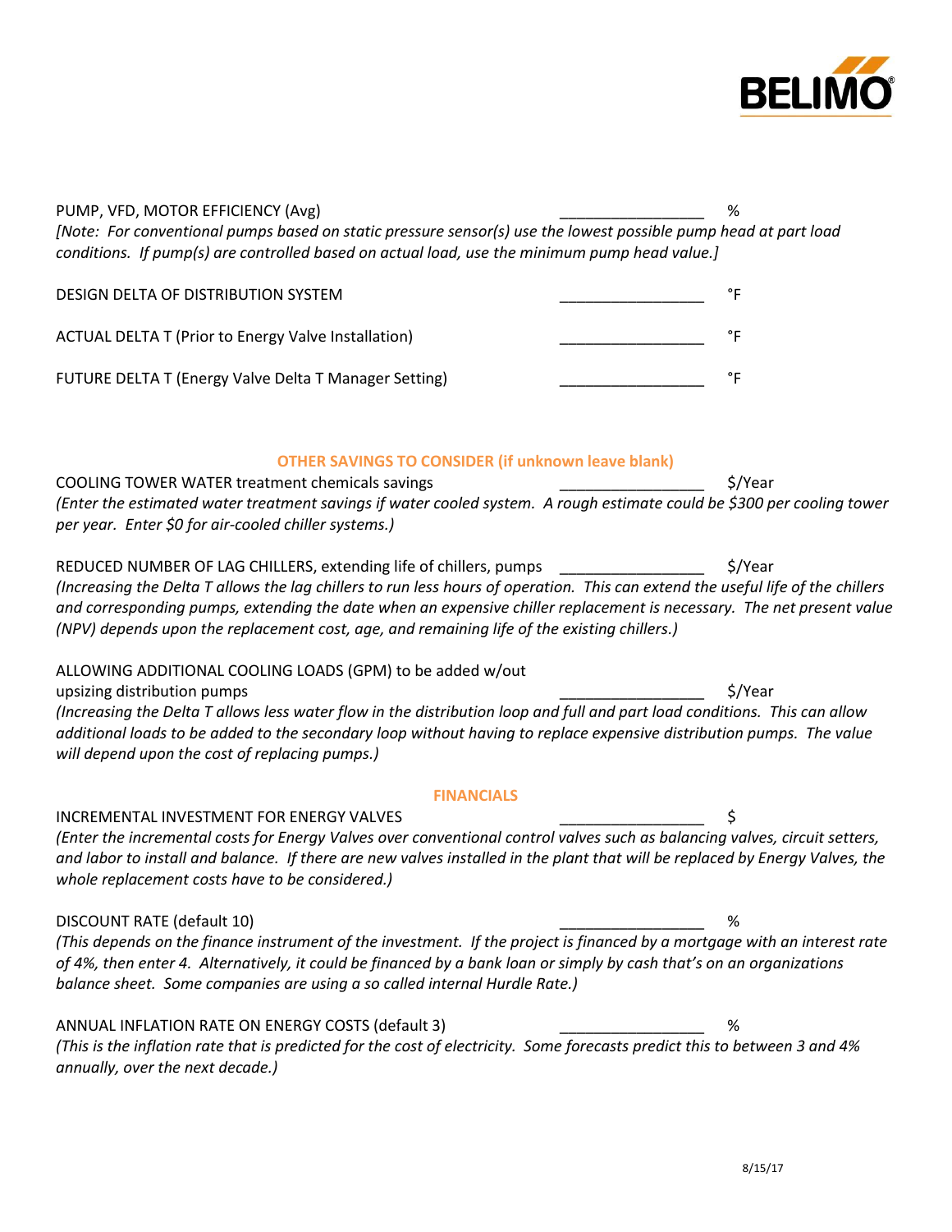PUMP, VFD, MOTOR EFFICIENCY (Avg) _________________ %

*[Note: For conventional pumps based on static pressure sensor(s) use the lowest possible pump head at part load conditions. If pump(s) are controlled based on actual load, use the minimum pump head value.]*

DESIGN DELTA OF DISTRIBUTION SYSTEM _________________ °F

ACTUAL DELTA T (Prior to Energy Valve Installation) _________________ °F

FUTURE DELTA T (Energy Valve Delta T Manager Setting) _________________ °F

## OTHER SAVINGS TO CONSIDER (if unknown leave blank)

COOLING TOWER WATER treatment chemicals savings _________________ $/Year

*(Enter the estimated water treatment savings if water cooled system. A rough estimate could be $300 per cooling tower per year. Enter $0 for air-cooled chiller systems.)*

REDUCED NUMBER OF LAG CHILLERS, extending life of chillers, pumps _________________ $/Year

*(Increasing the Delta T allows the lag chillers to run less hours of operation. This can extend the useful life of the chillers and corresponding pumps, extending the date when an expensive chiller replacement is necessary. The net present value (NPV) depends upon the replacement cost, age, and remaining life of the existing chillers.)*

ALLOWING ADDITIONAL COOLING LOADS (GPM) to be added w/out upsizing distribution pumps _________________ $/Year

*(Increasing the Delta T allows less water flow in the distribution loop and full and part load conditions. This can allow additional loads to be added to the secondary loop without having to replace expensive distribution pumps. The value will depend upon the cost of replacing pumps.)*

## FINANCIALS

INCREMENTAL INVESTMENT FOR ENERGY VALVES _________________ $

*(Enter the incremental costs for Energy Valves over conventional control valves such as balancing valves, circuit setters, and labor to install and balance. If there are new valves installed in the plant that will be replaced by Energy Valves, the whole replacement costs have to be considered.)*

DISCOUNT RATE (default 10) _________________ %

*(This depends on the finance instrument of the investment. If the project is financed by a mortgage with an interest rate of 4%, then enter 4. Alternatively, it could be financed by a bank loan or simply by cash that's on an organizations balance sheet. Some companies are using a so called internal Hurdle Rate.)*

ANNUAL INFLATION RATE ON ENERGY COSTS (default 3) _________________ %

*(This is the inflation rate that is predicted for the cost of electricity. Some forecasts predict this to between 3 and 4% annually, over the next decade.)*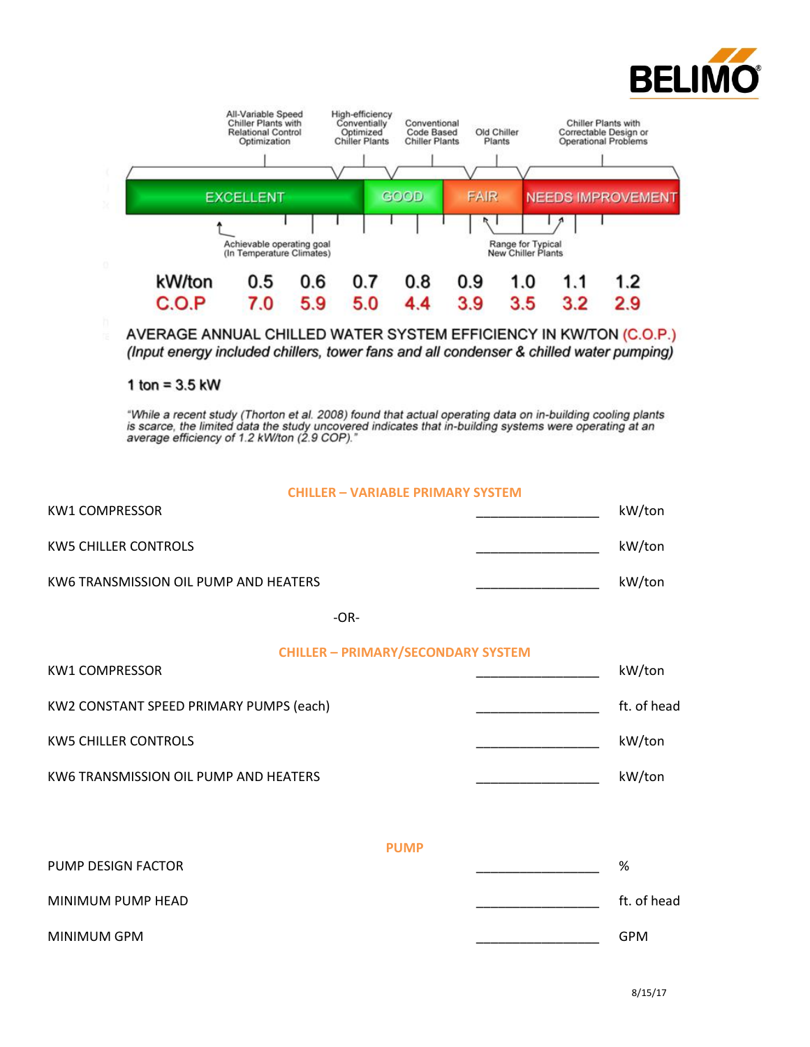All-Variable Speed Chiller Plants with Relational Control Optimization

High-efficiency Conventially Optimized Chiller Plants

Conventional Code Based Chiller Plants

Old Chiller Plants

Chiller Plants with Correctable Design or Operational Problems

EXCELLENT

GOOD

FAIR

NEEDS IMPROVEMENT

Achievable operating goal (In Temperature Climates)

Range for Typical New Chiller Plants

kW/ton 0.5 0.6 0.7 0.8 0.9 1.0 1.1 1.2

C.O.P 7.0 5.9 5.0 4.4 3.9 3.5 3.2 2.9

AVERAGE ANNUAL CHILLED WATER SYSTEM EFFICIENCY IN KW/TON (C.O.P.)

*(Input energy included chillers, tower fans and all condenser & chilled water pumping)*

1 ton = 3.5 kW

*"While a recent study (Thorton et al. 2008) found that actual operating data on in-building cooling plants is scarce, the limited data the study uncovered indicates that in-building systems were operating at an average efficiency of 1.2 kW/ton (2.9 COP)."*

## CHILLER – VARIABLE PRIMARY SYSTEM

KW1 COMPRESSOR ________________ kW/ton

KW5 CHILLER CONTROLS ________________ kW/ton

KW6 TRANSMISSION OIL PUMP AND HEATERS ________________ kW/ton

-OR-

## CHILLER – PRIMARY/SECONDARY SYSTEM

KW1 COMPRESSOR ________________ kW/ton

KW2 CONSTANT SPEED PRIMARY PUMPS (each) ________________ ft. of head

KW5 CHILLER CONTROLS ________________ kW/ton

KW6 TRANSMISSION OIL PUMP AND HEATERS ________________ kW/ton

## PUMP

PUMP DESIGN FACTOR ________________ %

MINIMUM PUMP HEAD ________________ ft. of head

MINIMUM GPM ________________ GPM